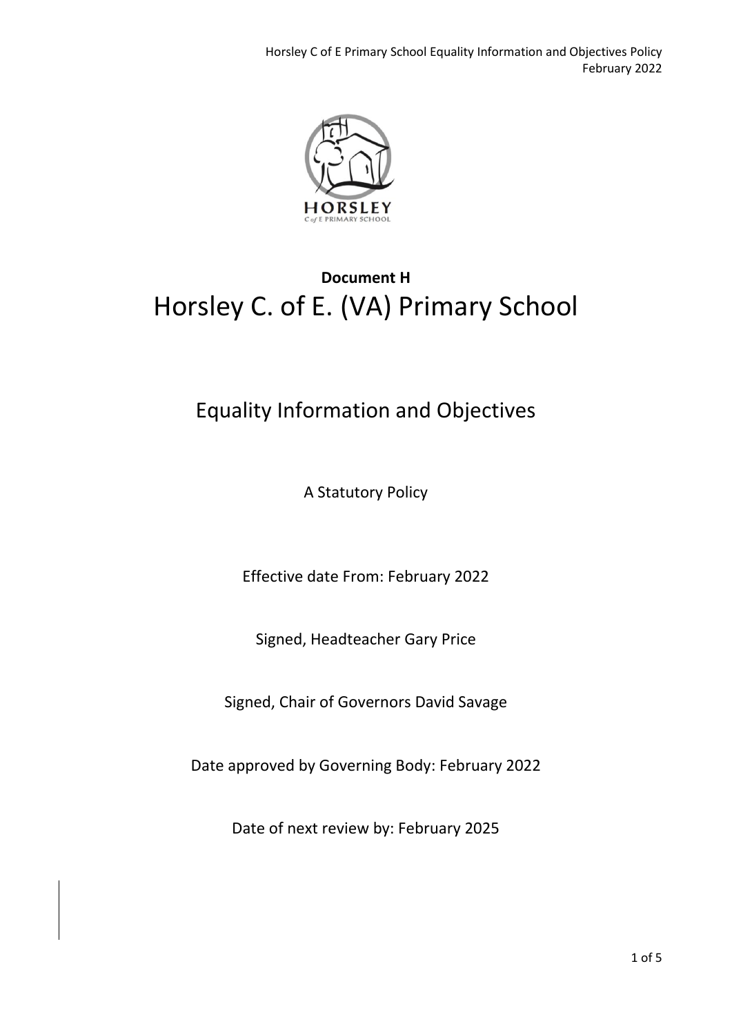**Document H**

# Horsley C. of E. (VA) Primary School

## Equality Information and Objectives

A Statutory Policy

Effective date From: February 2022

Signed, Headteacher Gary Price

Signed, Chair of Governors David Savage

Date approved by Governing Body: February 2022

Date of next review by: February 2025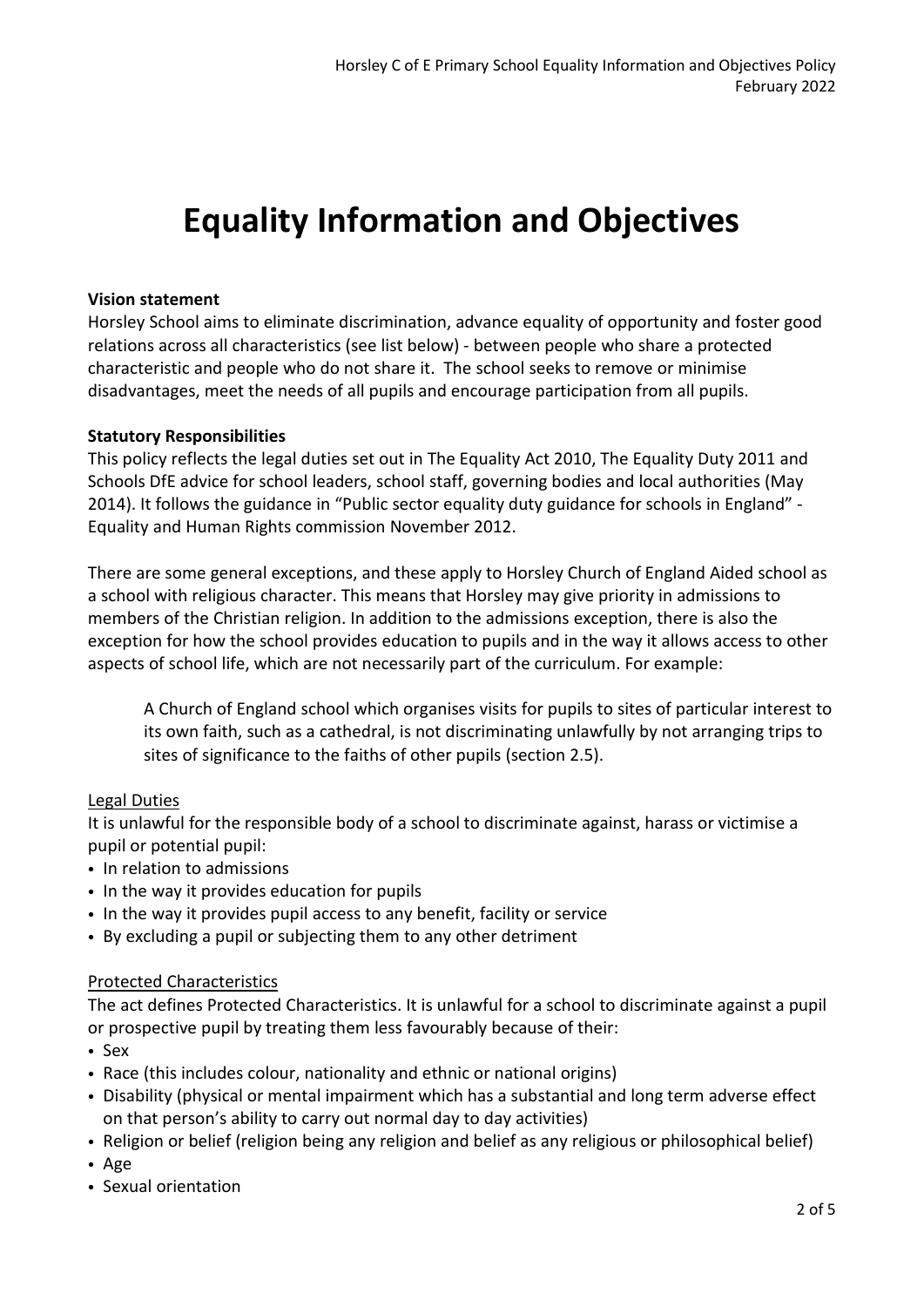# Equality Information and Objectives

**Vision statement**

Horsley School aims to eliminate discrimination, advance equality of opportunity and foster good relations across all characteristics (see list below) - between people who share a protected characteristic and people who do not share it. The school seeks to remove or minimise disadvantages, meet the needs of all pupils and encourage participation from all pupils.

**Statutory Responsibilities**

This policy reflects the legal duties set out in The Equality Act 2010, The Equality Duty 2011 and Schools DfE advice for school leaders, school staff, governing bodies and local authorities (May 2014). It follows the guidance in "Public sector equality duty guidance for schools in England" - Equality and Human Rights commission November 2012.

There are some general exceptions, and these apply to Horsley Church of England Aided school as a school with religious character. This means that Horsley may give priority in admissions to members of the Christian religion. In addition to the admissions exception, there is also the exception for how the school provides education to pupils and in the way it allows access to other aspects of school life, which are not necessarily part of the curriculum. For example:

> A Church of England school which organises visits for pupils to sites of particular interest to its own faith, such as a cathedral, is not discriminating unlawfully by not arranging trips to sites of significance to the faiths of other pupils (section 2.5).

Legal Duties

It is unlawful for the responsible body of a school to discriminate against, harass or victimise a pupil or potential pupil:

- In relation to admissions
- In the way it provides education for pupils
- In the way it provides pupil access to any benefit, facility or service
- By excluding a pupil or subjecting them to any other detriment

Protected Characteristics

The act defines Protected Characteristics. It is unlawful for a school to discriminate against a pupil or prospective pupil by treating them less favourably because of their:

- Sex
- Race (this includes colour, nationality and ethnic or national origins)
- Disability (physical or mental impairment which has a substantial and long term adverse effect on that person's ability to carry out normal day to day activities)
- Religion or belief (religion being any religion and belief as any religious or philosophical belief)
- Age
- Sexual orientation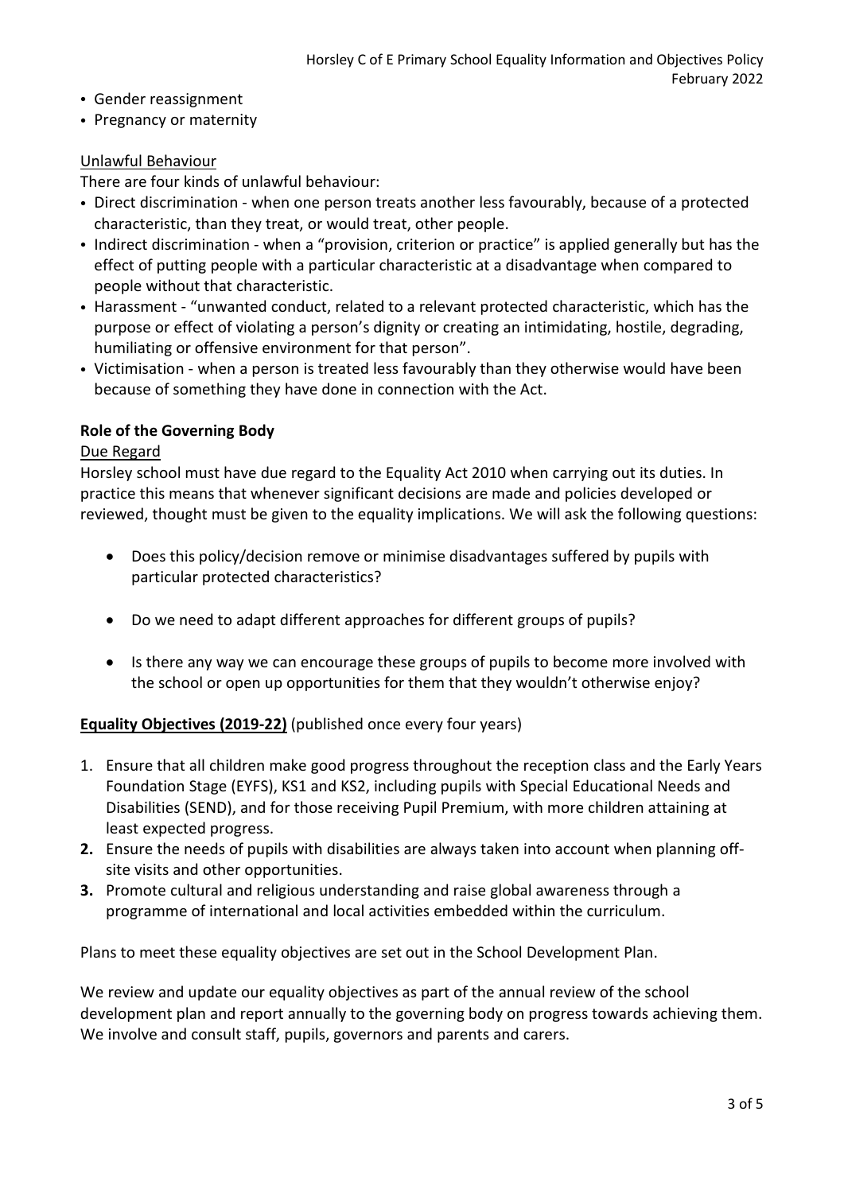- Gender reassignment
- Pregnancy or maternity

Unlawful Behaviour

There are four kinds of unlawful behaviour:

- Direct discrimination - when one person treats another less favourably, because of a protected characteristic, than they treat, or would treat, other people.
- Indirect discrimination - when a "provision, criterion or practice" is applied generally but has the effect of putting people with a particular characteristic at a disadvantage when compared to people without that characteristic.
- Harassment - "unwanted conduct, related to a relevant protected characteristic, which has the purpose or effect of violating a person's dignity or creating an intimidating, hostile, degrading, humiliating or offensive environment for that person".
- Victimisation - when a person is treated less favourably than they otherwise would have been because of something they have done in connection with the Act.

**Role of the Governing Body**

Due Regard

Horsley school must have due regard to the Equality Act 2010 when carrying out its duties. In practice this means that whenever significant decisions are made and policies developed or reviewed, thought must be given to the equality implications. We will ask the following questions:

- Does this policy/decision remove or minimise disadvantages suffered by pupils with particular protected characteristics?
- Do we need to adapt different approaches for different groups of pupils?
- Is there any way we can encourage these groups of pupils to become more involved with the school or open up opportunities for them that they wouldn't otherwise enjoy?

**Equality Objectives (2019-22)** (published once every four years)

1. Ensure that all children make good progress throughout the reception class and the Early Years Foundation Stage (EYFS), KS1 and KS2, including pupils with Special Educational Needs and Disabilities (SEND), and for those receiving Pupil Premium, with more children attaining at least expected progress.
2. Ensure the needs of pupils with disabilities are always taken into account when planning off-site visits and other opportunities.
3. Promote cultural and religious understanding and raise global awareness through a programme of international and local activities embedded within the curriculum.

Plans to meet these equality objectives are set out in the School Development Plan.

We review and update our equality objectives as part of the annual review of the school development plan and report annually to the governing body on progress towards achieving them. We involve and consult staff, pupils, governors and parents and carers.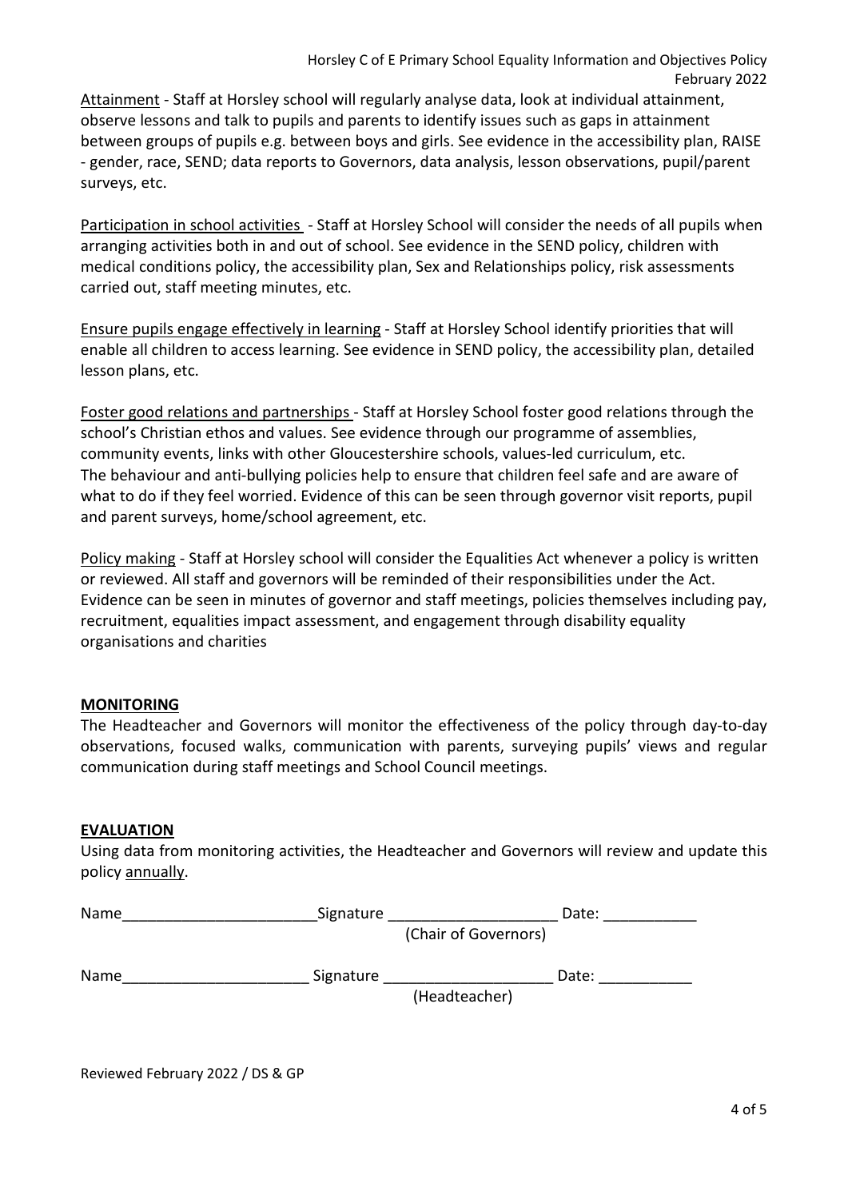Attainment - Staff at Horsley school will regularly analyse data, look at individual attainment, observe lessons and talk to pupils and parents to identify issues such as gaps in attainment between groups of pupils e.g. between boys and girls. See evidence in the accessibility plan, RAISE - gender, race, SEND; data reports to Governors, data analysis, lesson observations, pupil/parent surveys, etc.

Participation in school activities - Staff at Horsley School will consider the needs of all pupils when arranging activities both in and out of school. See evidence in the SEND policy, children with medical conditions policy, the accessibility plan, Sex and Relationships policy, risk assessments carried out, staff meeting minutes, etc.

Ensure pupils engage effectively in learning - Staff at Horsley School identify priorities that will enable all children to access learning. See evidence in SEND policy, the accessibility plan, detailed lesson plans, etc.

Foster good relations and partnerships - Staff at Horsley School foster good relations through the school's Christian ethos and values. See evidence through our programme of assemblies, community events, links with other Gloucestershire schools, values-led curriculum, etc.
The behaviour and anti-bullying policies help to ensure that children feel safe and are aware of what to do if they feel worried. Evidence of this can be seen through governor visit reports, pupil and parent surveys, home/school agreement, etc.

Policy making - Staff at Horsley school will consider the Equalities Act whenever a policy is written or reviewed. All staff and governors will be reminded of their responsibilities under the Act. Evidence can be seen in minutes of governor and staff meetings, policies themselves including pay, recruitment, equalities impact assessment, and engagement through disability equality organisations and charities

## MONITORING

The Headteacher and Governors will monitor the effectiveness of the policy through day-to-day observations, focused walks, communication with parents, surveying pupils' views and regular communication during staff meetings and School Council meetings.

## EVALUATION

Using data from monitoring activities, the Headteacher and Governors will review and update this policy annually.

Name_______________________Signature ____________________ Date: ___________
(Chair of Governors)

Name______________________ Signature ____________________ Date: ___________
(Headteacher)

Reviewed February 2022 / DS & GP